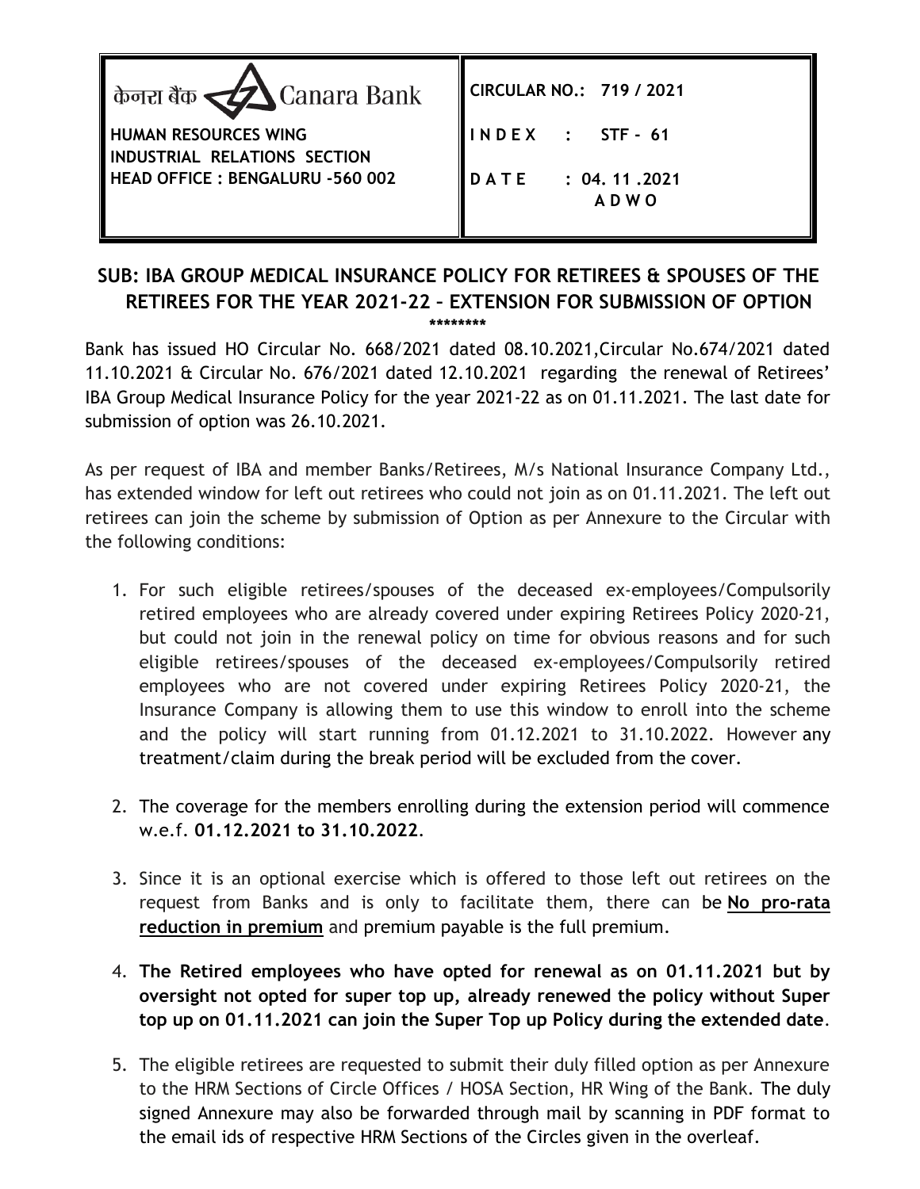| केनरा बैंक Canara Bank<br>**HUMAN RESOURCES WING**<br>**INDUSTRIAL RELATIONS SECTION**<br>**HEAD OFFICE : BENGALURU -560 002** | **CIRCULAR NO.: 719 / 2021**<br>**I N D E X : STF - 61**<br>**D A T E : 04. 11 .2021**<br>**A D W O** |
|---|---|

## SUB: IBA GROUP MEDICAL INSURANCE POLICY FOR RETIREES & SPOUSES OF THE RETIREES FOR THE YEAR 2021-22 – EXTENSION FOR SUBMISSION OF OPTION

********

Bank has issued HO Circular No. 668/2021 dated 08.10.2021,Circular No.674/2021 dated 11.10.2021 & Circular No. 676/2021 dated 12.10.2021 regarding the renewal of Retirees' IBA Group Medical Insurance Policy for the year 2021-22 as on 01.11.2021. The last date for submission of option was 26.10.2021.

As per request of IBA and member Banks/Retirees, M/s National Insurance Company Ltd., has extended window for left out retirees who could not join as on 01.11.2021. The left out retirees can join the scheme by submission of Option as per Annexure to the Circular with the following conditions:

1. For such eligible retirees/spouses of the deceased ex-employees/Compulsorily retired employees who are already covered under expiring Retirees Policy 2020-21, but could not join in the renewal policy on time for obvious reasons and for such eligible retirees/spouses of the deceased ex-employees/Compulsorily retired employees who are not covered under expiring Retirees Policy 2020-21, the Insurance Company is allowing them to use this window to enroll into the scheme and the policy will start running from 01.12.2021 to 31.10.2022. However any treatment/claim during the break period will be excluded from the cover.

2. The coverage for the members enrolling during the extension period will commence w.e.f. **01.12.2021 to 31.10.2022**.

3. Since it is an optional exercise which is offered to those left out retirees on the request from Banks and is only to facilitate them, there can be **No pro-rata reduction in premium** and premium payable is the full premium.

4. **The Retired employees who have opted for renewal as on 01.11.2021 but by oversight not opted for super top up, already renewed the policy without Super top up on 01.11.2021 can join the Super Top up Policy during the extended date**.

5. The eligible retirees are requested to submit their duly filled option as per Annexure to the HRM Sections of Circle Offices / HOSA Section, HR Wing of the Bank. The duly signed Annexure may also be forwarded through mail by scanning in PDF format to the email ids of respective HRM Sections of the Circles given in the overleaf.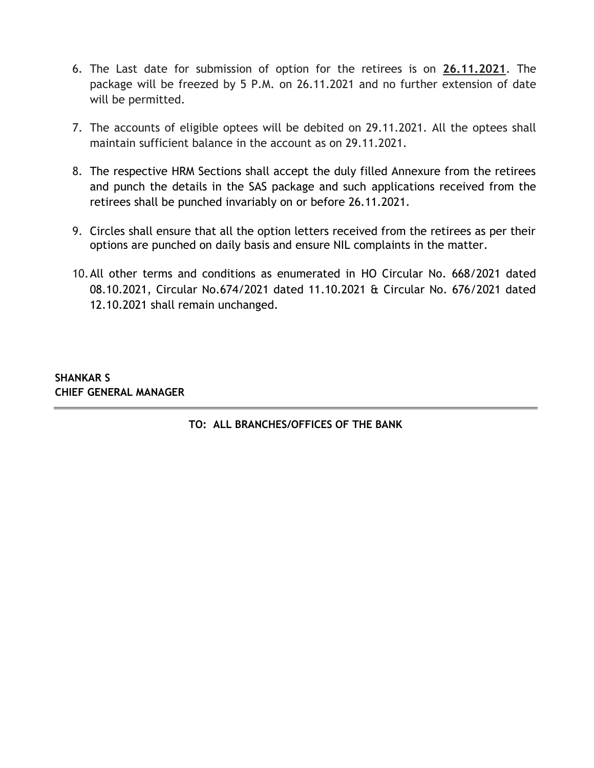6. The Last date for submission of option for the retirees is on **26.11.2021**. The package will be freezed by 5 P.M. on 26.11.2021 and no further extension of date will be permitted.

7. The accounts of eligible optees will be debited on 29.11.2021. All the optees shall maintain sufficient balance in the account as on 29.11.2021.

8. The respective HRM Sections shall accept the duly filled Annexure from the retirees and punch the details in the SAS package and such applications received from the retirees shall be punched invariably on or before 26.11.2021.

9. Circles shall ensure that all the option letters received from the retirees as per their options are punched on daily basis and ensure NIL complaints in the matter.

10. All other terms and conditions as enumerated in HO Circular No. 668/2021 dated 08.10.2021, Circular No.674/2021 dated 11.10.2021 & Circular No. 676/2021 dated 12.10.2021 shall remain unchanged.

**SHANKAR S**
**CHIEF GENERAL MANAGER**

---

**TO: ALL BRANCHES/OFFICES OF THE BANK**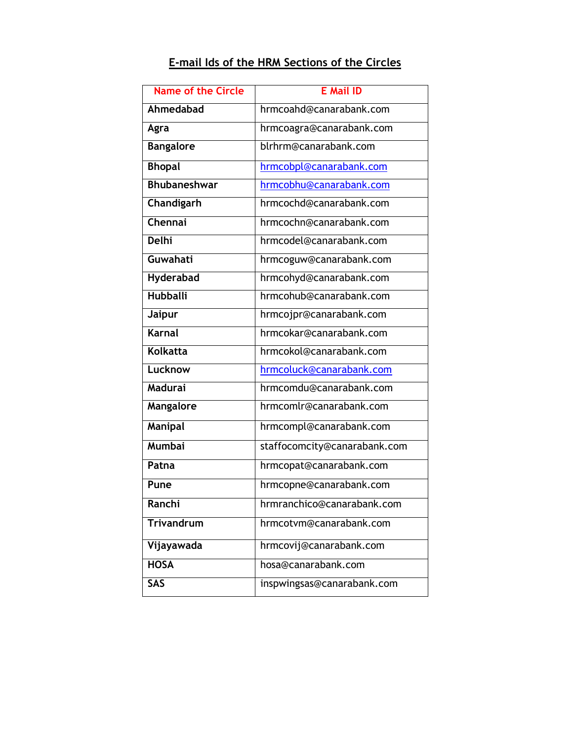## E-mail Ids of the HRM Sections of the Circles

| Name of the Circle | E Mail ID |
|---|---|
| **Ahmedabad** | hrmcoahd@canarabank.com |
| **Agra** | hrmcoagra@canarabank.com |
| **Bangalore** | blrhrm@canarabank.com |
| **Bhopal** | hrmcobpl@canarabank.com |
| **Bhubaneshwar** | hrmcobhu@canarabank.com |
| **Chandigarh** | hrmcochd@canarabank.com |
| **Chennai** | hrmcochn@canarabank.com |
| **Delhi** | hrmcodel@canarabank.com |
| **Guwahati** | hrmcoguw@canarabank.com |
| **Hyderabad** | hrmcohyd@canarabank.com |
| **Hubballi** | hrmcohub@canarabank.com |
| **Jaipur** | hrmcojpr@canarabank.com |
| **Karnal** | hrmcokar@canarabank.com |
| **Kolkatta** | hrmcokol@canarabank.com |
| **Lucknow** | hrmcoluck@canarabank.com |
| **Madurai** | hrmcomdu@canarabank.com |
| **Mangalore** | hrmcomlr@canarabank.com |
| **Manipal** | hrmcompl@canarabank.com |
| **Mumbai** | staffocomcity@canarabank.com |
| **Patna** | hrmcopat@canarabank.com |
| **Pune** | hrmcopne@canarabank.com |
| **Ranchi** | hrmranchico@canarabank.com |
| **Trivandrum** | hrmcotvm@canarabank.com |
| **Vijayawada** | hrmcovij@canarabank.com |
| **HOSA** | hosa@canarabank.com |
| **SAS** | inspwingsas@canarabank.com |